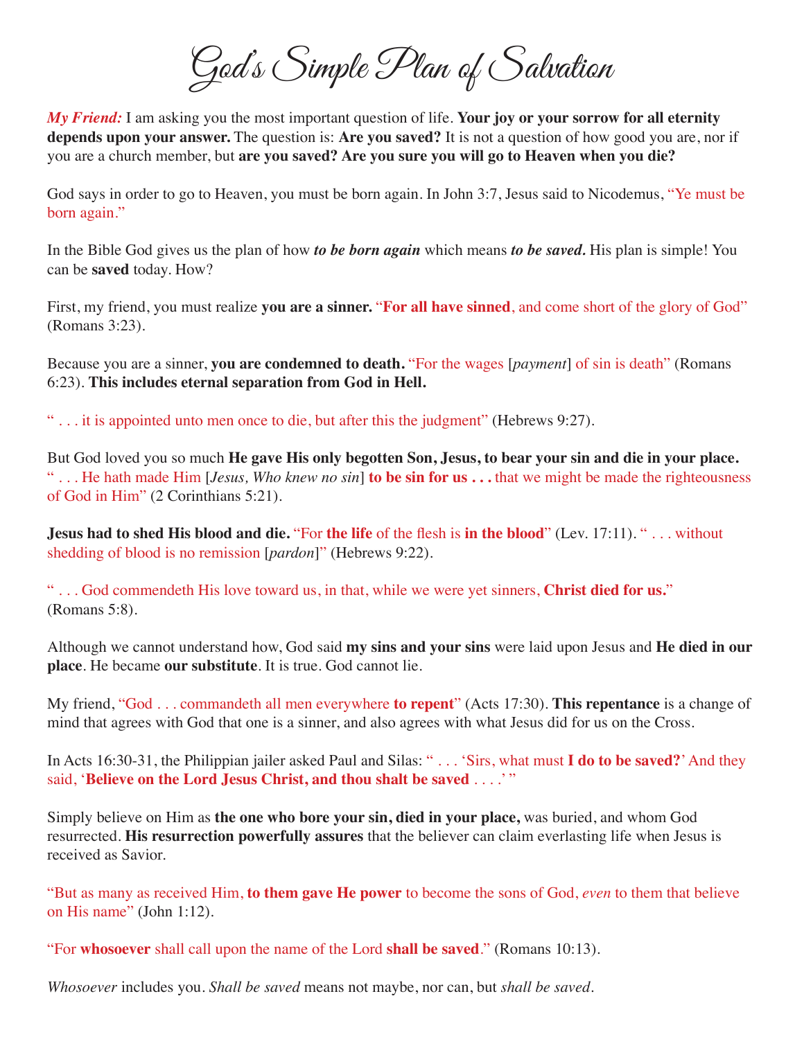# God's Simple Plan of Salvation

***My Friend:*** I am asking you the most important question of life. **Your joy or your sorrow for all eternity depends upon your answer.** The question is: **Are you saved?** It is not a question of how good you are, nor if you are a church member, but **are you saved? Are you sure you will go to Heaven when you die?**

God says in order to go to Heaven, you must be born again. In John 3:7, Jesus said to Nicodemus, "Ye must be born again."

In the Bible God gives us the plan of how ***to be born again*** which means ***to be saved.*** His plan is simple! You can be **saved** today. How?

First, my friend, you must realize **you are a sinner.** "**For all have sinned**, and come short of the glory of God" (Romans 3:23).

Because you are a sinner, **you are condemned to death.** "For the wages [*payment*] of sin is death" (Romans 6:23). **This includes eternal separation from God in Hell.**

" . . . it is appointed unto men once to die, but after this the judgment" (Hebrews 9:27).

But God loved you so much **He gave His only begotten Son, Jesus, to bear your sin and die in your place.** " . . . He hath made Him [*Jesus, Who knew no sin*] **to be sin for us . . .** that we might be made the righteousness of God in Him" (2 Corinthians 5:21).

**Jesus had to shed His blood and die.** "For **the life** of the flesh is **in the blood**" (Lev. 17:11). " . . . without shedding of blood is no remission [*pardon*]" (Hebrews 9:22).

" . . . God commendeth His love toward us, in that, while we were yet sinners, **Christ died for us.**" (Romans 5:8).

Although we cannot understand how, God said **my sins and your sins** were laid upon Jesus and **He died in our place**. He became **our substitute**. It is true. God cannot lie.

My friend, "God . . . commandeth all men everywhere **to repent**" (Acts 17:30). **This repentance** is a change of mind that agrees with God that one is a sinner, and also agrees with what Jesus did for us on the Cross.

In Acts 16:30-31, the Philippian jailer asked Paul and Silas: " . . . 'Sirs, what must **I do to be saved?**' And they said, '**Believe on the Lord Jesus Christ, and thou shalt be saved** . . . .' "

Simply believe on Him as **the one who bore your sin, died in your place,** was buried, and whom God resurrected. **His resurrection powerfully assures** that the believer can claim everlasting life when Jesus is received as Savior.

"But as many as received Him, **to them gave He power** to become the sons of God, *even* to them that believe on His name" (John 1:12).

"For **whosoever** shall call upon the name of the Lord **shall be saved**." (Romans 10:13).

*Whosoever* includes you. *Shall be saved* means not maybe, nor can, but *shall be saved*.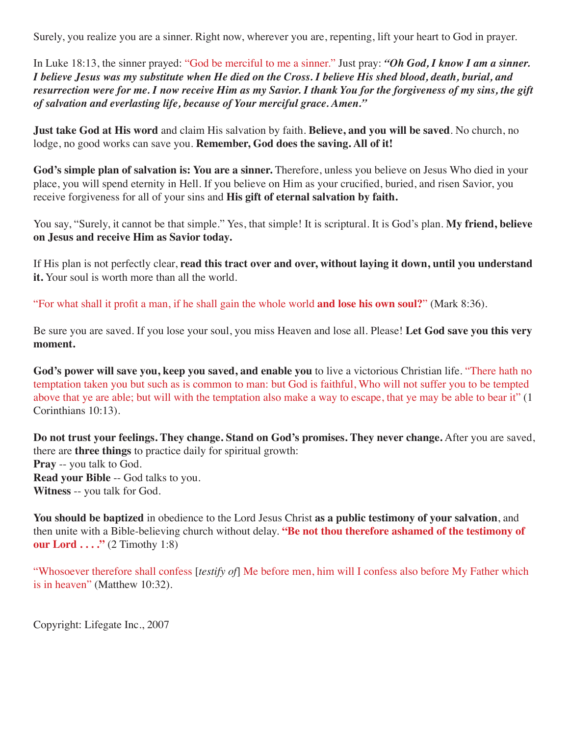Surely, you realize you are a sinner. Right now, wherever you are, repenting, lift your heart to God in prayer.

In Luke 18:13, the sinner prayed: "God be merciful to me a sinner." Just pray: ***"Oh God, I know I am a sinner. I believe Jesus was my substitute when He died on the Cross. I believe His shed blood, death, burial, and resurrection were for me. I now receive Him as my Savior. I thank You for the forgiveness of my sins, the gift of salvation and everlasting life, because of Your merciful grace. Amen."***

**Just take God at His word** and claim His salvation by faith. **Believe, and you will be saved**. No church, no lodge, no good works can save you. **Remember, God does the saving. All of it!**

**God's simple plan of salvation is: You are a sinner.** Therefore, unless you believe on Jesus Who died in your place, you will spend eternity in Hell. If you believe on Him as your crucified, buried, and risen Savior, you receive forgiveness for all of your sins and **His gift of eternal salvation by faith.**

You say, "Surely, it cannot be that simple." Yes, that simple! It is scriptural. It is God's plan. **My friend, believe on Jesus and receive Him as Savior today.**

If His plan is not perfectly clear, **read this tract over and over, without laying it down, until you understand it.** Your soul is worth more than all the world.

"For what shall it profit a man, if he shall gain the whole world **and lose his own soul?**" (Mark 8:36).

Be sure you are saved. If you lose your soul, you miss Heaven and lose all. Please! **Let God save you this very moment.**

**God's power will save you, keep you saved, and enable you** to live a victorious Christian life. "There hath no temptation taken you but such as is common to man: but God is faithful, Who will not suffer you to be tempted above that ye are able; but will with the temptation also make a way to escape, that ye may be able to bear it" (1 Corinthians 10:13).

**Do not trust your feelings. They change. Stand on God's promises. They never change.** After you are saved, there are **three things** to practice daily for spiritual growth:
**Pray** -- you talk to God.
**Read your Bible** -- God talks to you.
**Witness** -- you talk for God.

**You should be baptized** in obedience to the Lord Jesus Christ **as a public testimony of your salvation**, and then unite with a Bible-believing church without delay. **"Be not thou therefore ashamed of the testimony of our Lord . . . ."** (2 Timothy 1:8)

"Whosoever therefore shall confess [*testify of*] Me before men, him will I confess also before My Father which is in heaven" (Matthew 10:32).

Copyright: Lifegate Inc., 2007